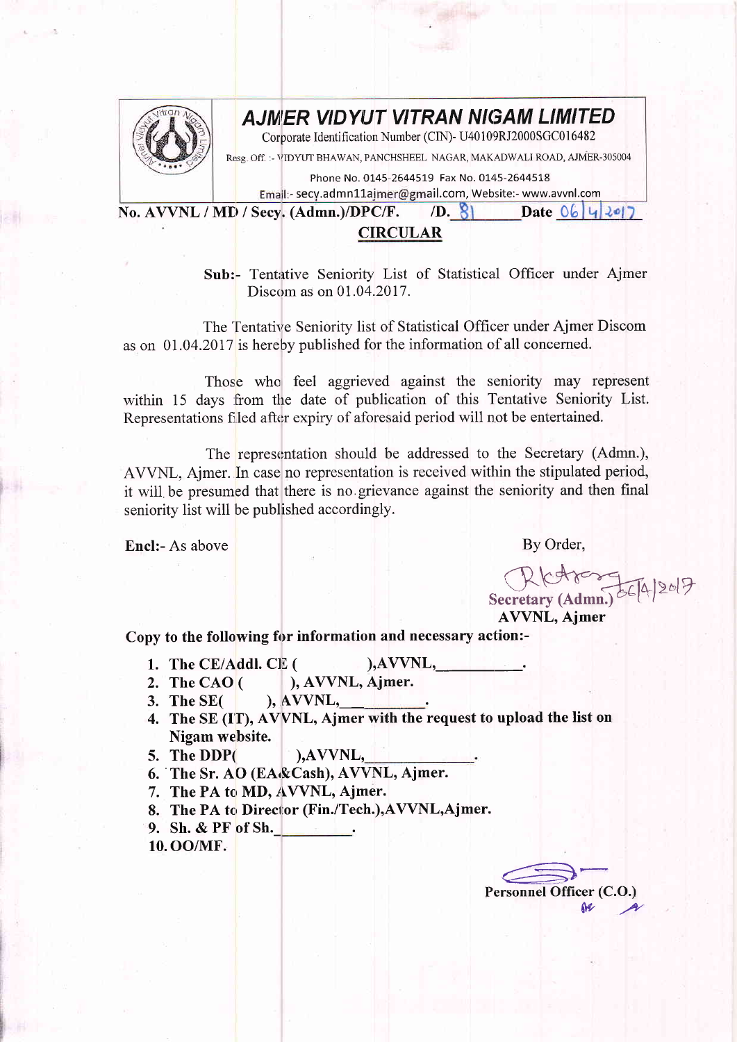# AJMER VIDYUT VITRAN NIGAM LIMITED

Corporate Identification Number (CIN)- U40109RJ2000SGC016482

Resg. Off. :- VIDYUT BHAWAN, PANCHSHEEL NAGAR, MAKADWALI ROAD, AJMER-305004

Phone No. 0145-2644519 Fax No. 0145-2644518

Email:- secy.admn11ajmer@gmail.com, Website:- www.avvnl.com

**No. AVVNL / MD / Secy. (Admn.)/DPC/F. /D. 81 Date 06/4/2017**

## CIRCULAR

**Sub:-** Tentative Seniority List of Statistical Officer under Ajmer Discom as on 01.04.2017.

The Tentative Seniority list of Statistical Officer under Ajmer Discom as on 01.04.2017 is hereby published for the information of all concerned.

Those who feel aggrieved against the seniority may represent within 15 days from the date of publication of this Tentative Seniority List. Representations filed after expiry of aforesaid period will not be entertained.

The representation should be addressed to the Secretary (Admn.), AVVNL, Ajmer. In case no representation is received within the stipulated period, it will be presumed that there is no grievance against the seniority and then final seniority list will be published accordingly.

**Encl:-** As above

By Order,

6/4/2017

**Secretary (Admn.)**
**AVVNL, Ajmer**

**Copy to the following for information and necessary action:-**

1. **The CE/Addl. CE ( ),AVVNL,\_\_\_\_\_\_\_\_\_\_.**
2. **The CAO ( ), AVVNL, Ajmer.**
3. **The SE( ), AVVNL,\_\_\_\_\_\_\_\_\_.**
4. **The SE (IT), AVVNL, Ajmer with the request to upload the list on Nigam website.**
5. **The DDP( ),AVVNL,\_\_\_\_\_\_\_\_\_\_\_\_\_.**
6. **The Sr. AO (EA&Cash), AVVNL, Ajmer.**
7. **The PA to MD, AVVNL, Ajmer.**
8. **The PA to Director (Fin./Tech.),AVVNL,Ajmer.**
9. **Sh. & PF of Sh.\_\_\_\_\_\_\_\_\_\_.**
10. **OO/MF.**

**Personnel Officer (C.O.)**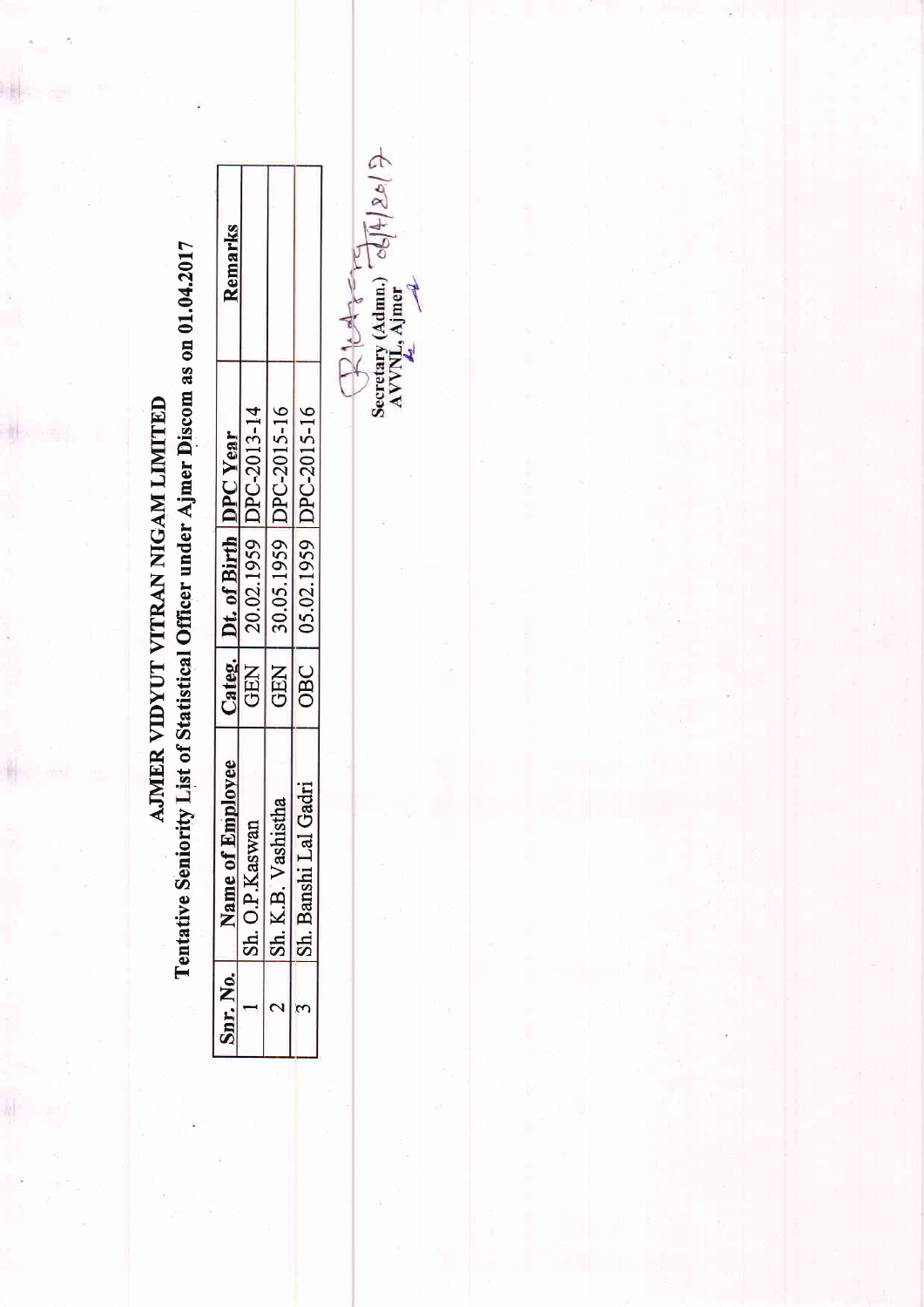# AJMER VIDYUT VITRAN NIGAM LIMITED

## Tentative Seniority List of Statistical Officer under Ajmer Discom as on 01.04.2017

| Snr. No. | Name of Employee | Categ. | Dt. of Birth | DPC Year | Remarks |
|---|---|---|---|---|---|
| 1 | Sh. O.P.Kaswan | GEN | 20.02.1959 | DPC-2013-14 | |
| 2 | Sh. K.B. Vashistha | GEN | 30.05.1959 | DPC-2015-16 | |
| 3 | Sh. Banshi Lal Gadri | OBC | 05.02.1959 | DPC-2015-16 | |
| | | | | | |

06/4/2017

Secretary (Admn.)
AVVNL, Ajmer